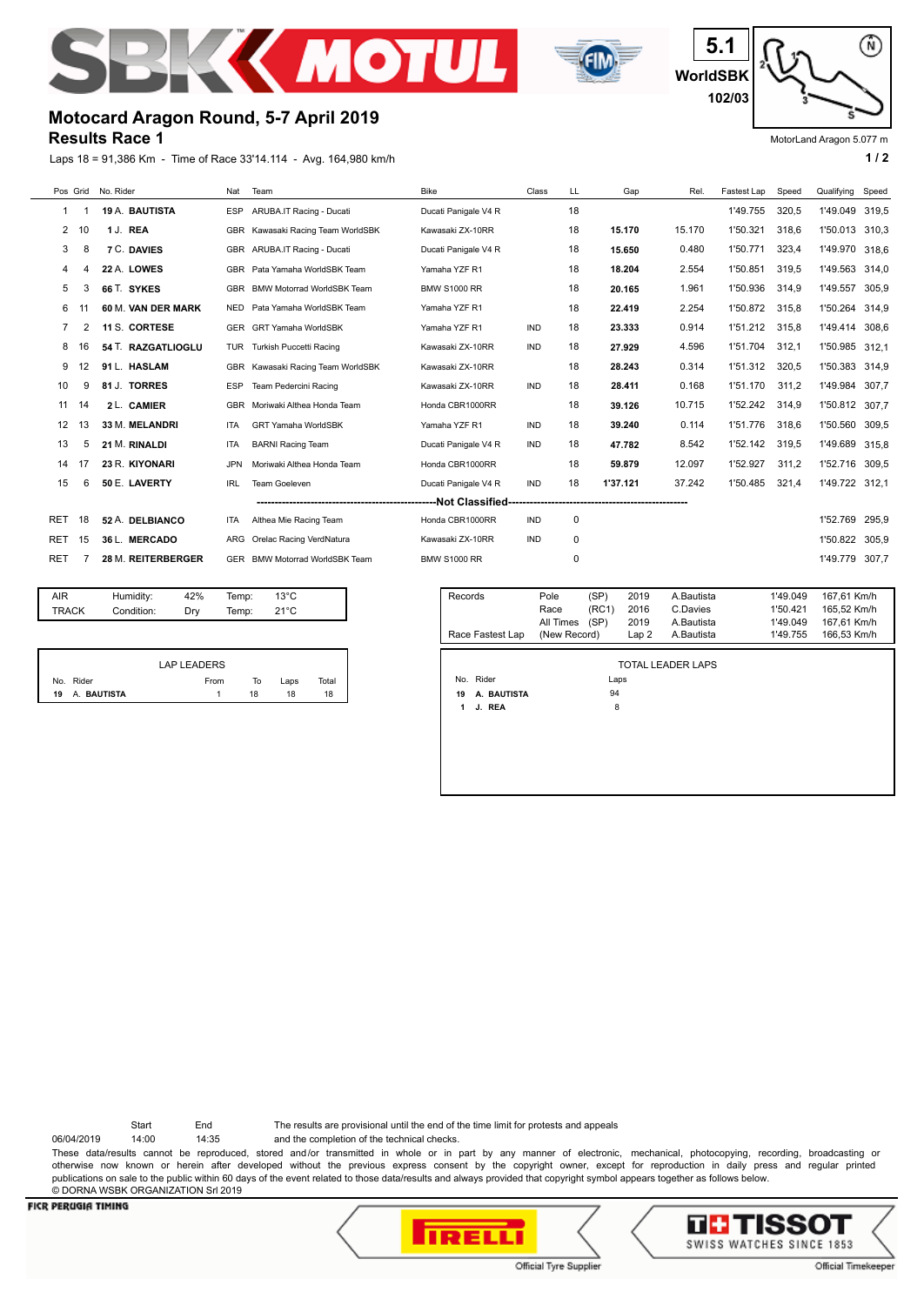# Motocard Aragon Round, 5-7 April 2019

## Results Race 1

5.1 WorldSBK 102/03

MotorLand Aragon 5.077 m

Laps 18 = 91,386 Km - Time of Race 33'14.114 - Avg. 164,980 km/h

| Pos | Grid | No. | Rider | Nat | Team | Bike | Class | LL | Gap | Rel. | Fastest Lap | Speed | Qualifying | Speed |
|---|---|---|---|---|---|---|---|---|---|---|---|---|---|---|
| 1 | 1 | 19 | A. **BAUTISTA** | ESP | ARUBA.IT Racing - Ducati | Ducati Panigale V4 R | | 18 | | | 1'49.755 | 320,5 | 1'49.049 | 319,5 |
| 2 | 10 | 1 | J. **REA** | GBR | Kawasaki Racing Team WorldSBK | Kawasaki ZX-10RR | | 18 | **15.170** | 15.170 | 1'50.321 | 318,6 | 1'50.013 | 310,3 |
| 3 | 8 | 7 | C. **DAVIES** | GBR | ARUBA.IT Racing - Ducati | Ducati Panigale V4 R | | 18 | **15.650** | 0.480 | 1'50.771 | 323,4 | 1'49.970 | 318,6 |
| 4 | 4 | 22 | A. **LOWES** | GBR | Pata Yamaha WorldSBK Team | Yamaha YZF R1 | | 18 | **18.204** | 2.554 | 1'50.851 | 319,5 | 1'49.563 | 314,0 |
| 5 | 3 | 66 | T. **SYKES** | GBR | BMW Motorrad WorldSBK Team | BMW S1000 RR | | 18 | **20.165** | 1.961 | 1'50.936 | 314,9 | 1'49.557 | 305,9 |
| 6 | 11 | 60 | M. **VAN DER MARK** | NED | Pata Yamaha WorldSBK Team | Yamaha YZF R1 | | 18 | **22.419** | 2.254 | 1'50.872 | 315,8 | 1'50.264 | 314,9 |
| 7 | 2 | 11 | S. **CORTESE** | GER | GRT Yamaha WorldSBK | Yamaha YZF R1 | IND | 18 | **23.333** | 0.914 | 1'51.212 | 315,8 | 1'49.414 | 308,6 |
| 8 | 16 | 54 | T. **RAZGATLIOGLU** | TUR | Turkish Puccetti Racing | Kawasaki ZX-10RR | IND | 18 | **27.929** | 4.596 | 1'51.704 | 312,1 | 1'50.985 | 312,1 |
| 9 | 12 | 91 | L. **HASLAM** | GBR | Kawasaki Racing Team WorldSBK | Kawasaki ZX-10RR | | 18 | **28.243** | 0.314 | 1'51.312 | 320,5 | 1'50.383 | 314,9 |
| 10 | 9 | 81 | J. **TORRES** | ESP | Team Pedercini Racing | Kawasaki ZX-10RR | IND | 18 | **28.411** | 0.168 | 1'51.170 | 311,2 | 1'49.984 | 307,7 |
| 11 | 14 | 2 | L. **CAMIER** | GBR | Moriwaki Althea Honda Team | Honda CBR1000RR | | 18 | **39.126** | 10.715 | 1'52.242 | 314,9 | 1'50.812 | 307,7 |
| 12 | 13 | 33 | M. **MELANDRI** | ITA | GRT Yamaha WorldSBK | Yamaha YZF R1 | IND | 18 | **39.240** | 0.114 | 1'51.776 | 318,6 | 1'50.560 | 309,5 |
| 13 | 5 | 21 | M. **RINALDI** | ITA | BARNI Racing Team | Ducati Panigale V4 R | IND | 18 | **47.782** | 8.542 | 1'52.142 | 319,5 | 1'49.689 | 315,8 |
| 14 | 17 | 23 | R. **KIYONARI** | JPN | Moriwaki Althea Honda Team | Honda CBR1000RR | | 18 | **59.879** | 12.097 | 1'52.927 | 311,2 | 1'52.716 | 309,5 |
| 15 | 6 | 50 | E. **LAVERTY** | IRL | Team Goeleven | Ducati Panigale V4 R | IND | 18 | **1'37.121** | 37.242 | 1'50.485 | 321,4 | 1'49.722 | 312,1 |
| | | | | | **Not Classified** | | | | | | | | | |
| RET | 18 | 52 | A. **DELBIANCO** | ITA | Althea Mie Racing Team | Honda CBR1000RR | IND | 0 | | | | | 1'52.769 | 295,9 |
| RET | 15 | 36 | L. **MERCADO** | ARG | Orelac Racing VerdNatura | Kawasaki ZX-10RR | IND | 0 | | | | | 1'50.822 | 305,9 |
| RET | 7 | 28 | M. **REITERBERGER** | GER | BMW Motorrad WorldSBK Team | BMW S1000 RR | | 0 | | | | | 1'49.779 | 307,7 |

| | | | | |
|---|---|---|---|---|
| AIR | Humidity: | 42% | Temp: | 13°C |
| TRACK | Condition: | Dry | Temp: | 21°C |

| Records | | | | | | |
|---|---|---|---|---|---|---|
| | Pole | (SP) | 2019 | A.Bautista | 1'49.049 | 167,61 Km/h |
| | Race | (RC1) | 2016 | C.Davies | 1'50.421 | 165,52 Km/h |
| | All Times | (SP) | 2019 | A.Bautista | 1'49.049 | 167,61 Km/h |
| Race Fastest Lap | (New Record) | | Lap 2 | A.Bautista | 1'49.755 | 166,53 Km/h |

**LAP LEADERS**

| No. | Rider | From | To | Laps | Total |
|---|---|---|---|---|---|
| 19 | A. **BAUTISTA** | 1 | 18 | 18 | 18 |

**TOTAL LEADER LAPS**

| No. | Rider | Laps |
|---|---|---|
| 19 | A. **BAUTISTA** | 94 |
| 1 | J. **REA** | 8 |

| | Start | End |
|---|---|---|
| 06/04/2019 | 14:00 | 14:35 |

The results are provisional until the end of the time limit for protests and appeals and the completion of the technical checks.

These data/results cannot be reproduced, stored and/or transmitted in whole or in part by any manner of electronic, mechanical, photocopying, recording, broadcasting or otherwise now known or herein after developed without the previous express consent by the copyright owner, except for reproduction in daily press and regular printed publications on sale to the public within 60 days of the event related to those data/results and always provided that copyright symbol appears together as follows below.

© DORNA WSBK ORGANIZATION Srl 2019

FICR PERUGIA TIMING — Pirelli Official Tyre Supplier — Tissot Swiss Watches since 1853 Official Timekeeper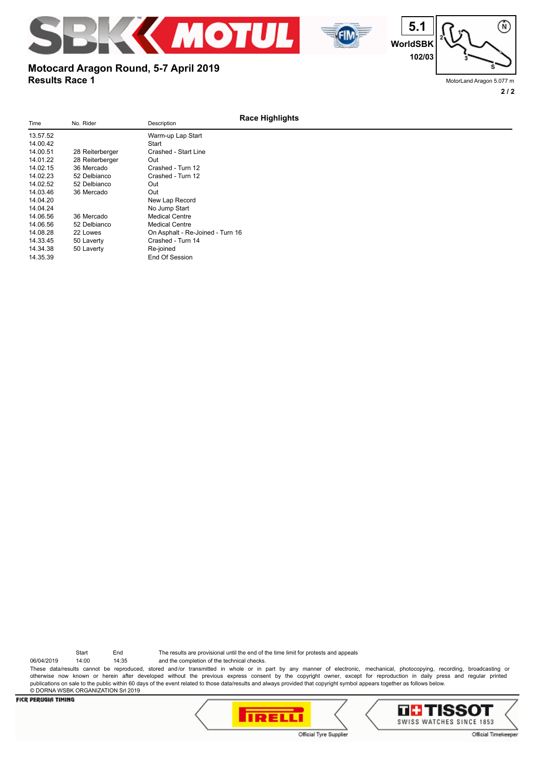# Motocard Aragon Round, 5-7 April 2019

## Results Race 1

5.1 WorldSBK 102/03

MotorLand Aragon 5.077 m

### Race Highlights

| Time | No. Rider | Description |
| --- | --- | --- |
| 13.57.52 | | Warm-up Lap Start |
| 14.00.42 | | Start |
| 14.00.51 | 28 Reiterberger | Crashed - Start Line |
| 14.01.22 | 28 Reiterberger | Out |
| 14.02.15 | 36 Mercado | Crashed - Turn 12 |
| 14.02.23 | 52 Delbianco | Crashed - Turn 12 |
| 14.02.52 | 52 Delbianco | Out |
| 14.03.46 | 36 Mercado | Out |
| 14.04.20 | | New Lap Record |
| 14.04.24 | | No Jump Start |
| 14.06.56 | 36 Mercado | Medical Centre |
| 14.06.56 | 52 Delbianco | Medical Centre |
| 14.08.28 | 22 Lowes | On Asphalt - Re-Joined - Turn 16 |
| 14.33.45 | 50 Laverty | Crashed - Turn 14 |
| 14.34.38 | 50 Laverty | Re-joined |
| 14.35.39 | | End Of Session |

| | Start | End |
| --- | --- | --- |
| 06/04/2019 | 14:00 | 14:35 |

The results are provisional until the end of the time limit for protests and appeals and the completion of the technical checks.

These data/results cannot be reproduced, stored and/or transmitted in whole or in part by any manner of electronic, mechanical, photocopying, recording, broadcasting or otherwise now known or herein after developed without the previous express consent by the copyright owner, except for reproduction in daily press and regular printed publications on sale to the public within 60 days of the event related to those data/results and always provided that copyright symbol appears together as follows below.

© DORNA WSBK ORGANIZATION Srl 2019

FICR PERUGIA TIMING

Official Tyre Supplier — PIRELLI

TISSOT SWISS WATCHES SINCE 1853 — Official Timekeeper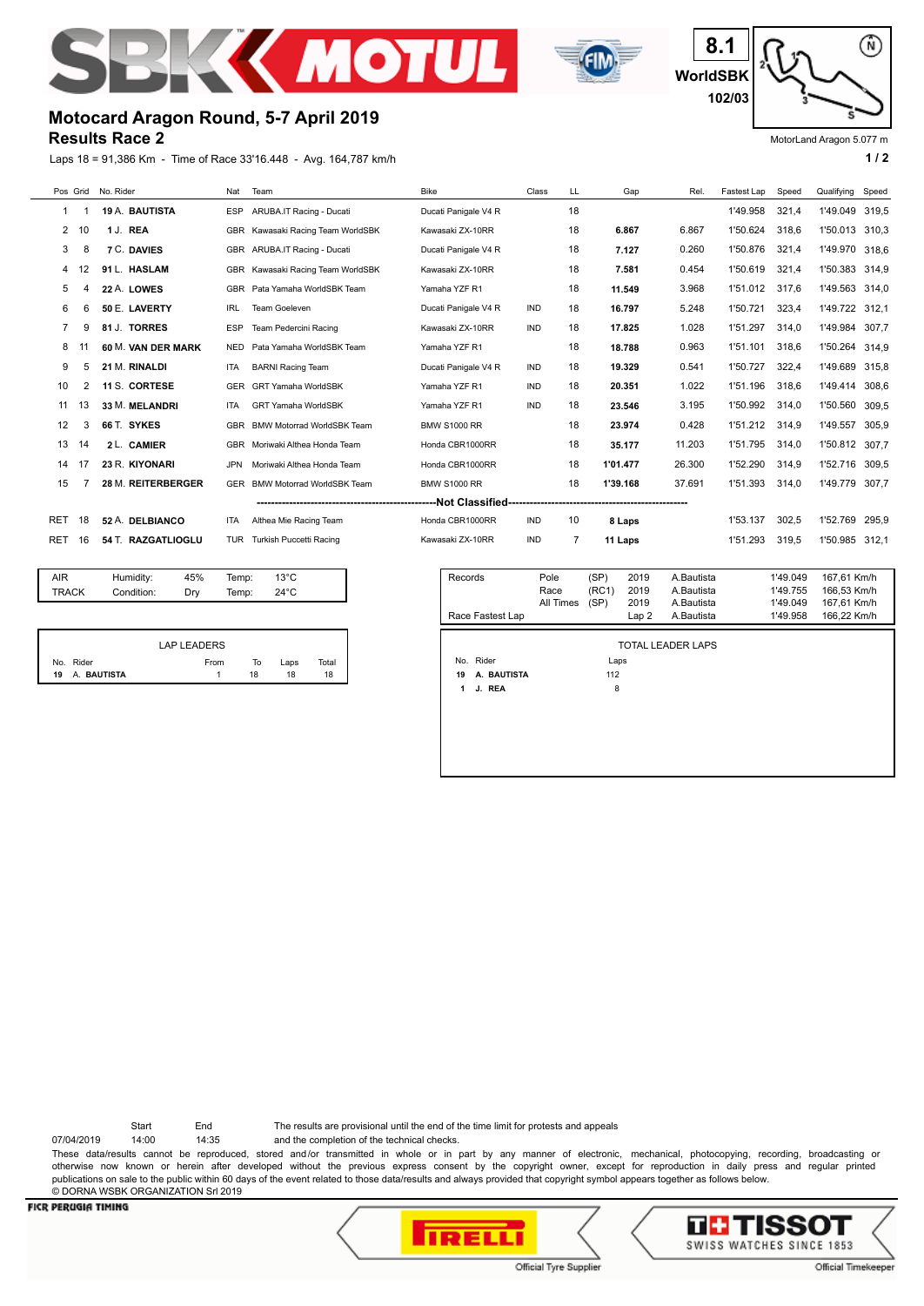# Motocard Aragon Round, 5-7 April 2019

## Results Race 2

8.1 WorldSBK 102/03

MotorLand Aragon 5.077 m

Laps 18 = 91,386 Km - Time of Race 33'16.448 - Avg. 164,787 km/h

| Pos | Grid | No. Rider | Nat | Team | Bike | Class | LL | Gap | Rel. | Fastest Lap | Speed | Qualifying | Speed |
|---|---|---|---|---|---|---|---|---|---|---|---|---|---|
| 1 | 1 | 19 A. **BAUTISTA** | ESP | ARUBA.IT Racing - Ducati | Ducati Panigale V4 R | | 18 | | | 1'49.958 | 321,4 | 1'49.049 | 319,5 |
| 2 | 10 | 1 J. **REA** | GBR | Kawasaki Racing Team WorldSBK | Kawasaki ZX-10RR | | 18 | **6.867** | 6.867 | 1'50.624 | 318,6 | 1'50.013 | 310,3 |
| 3 | 8 | 7 C. **DAVIES** | GBR | ARUBA.IT Racing - Ducati | Ducati Panigale V4 R | | 18 | **7.127** | 0.260 | 1'50.876 | 321,4 | 1'49.970 | 318,6 |
| 4 | 12 | 91 L. **HASLAM** | GBR | Kawasaki Racing Team WorldSBK | Kawasaki ZX-10RR | | 18 | **7.581** | 0.454 | 1'50.619 | 321,4 | 1'50.383 | 314,9 |
| 5 | 4 | 22 A. **LOWES** | GBR | Pata Yamaha WorldSBK Team | Yamaha YZF R1 | | 18 | **11.549** | 3.968 | 1'51.012 | 317,6 | 1'49.563 | 314,0 |
| 6 | 6 | 50 E. **LAVERTY** | IRL | Team Goeleven | Ducati Panigale V4 R | IND | 18 | **16.797** | 5.248 | 1'50.721 | 323,4 | 1'49.722 | 312,1 |
| 7 | 9 | 81 J. **TORRES** | ESP | Team Pedercini Racing | Kawasaki ZX-10RR | IND | 18 | **17.825** | 1.028 | 1'51.297 | 314,0 | 1'49.984 | 307,7 |
| 8 | 11 | 60 M. **VAN DER MARK** | NED | Pata Yamaha WorldSBK Team | Yamaha YZF R1 | | 18 | **18.788** | 0.963 | 1'51.101 | 318,6 | 1'50.264 | 314,9 |
| 9 | 5 | 21 M. **RINALDI** | ITA | BARNI Racing Team | Ducati Panigale V4 R | IND | 18 | **19.329** | 0.541 | 1'50.727 | 322,4 | 1'49.689 | 315,8 |
| 10 | 2 | 11 S. **CORTESE** | GER | GRT Yamaha WorldSBK | Yamaha YZF R1 | IND | 18 | **20.351** | 1.022 | 1'51.196 | 318,6 | 1'49.414 | 308,6 |
| 11 | 13 | 33 M. **MELANDRI** | ITA | GRT Yamaha WorldSBK | Yamaha YZF R1 | IND | 18 | **23.546** | 3.195 | 1'50.992 | 314,0 | 1'50.560 | 309,5 |
| 12 | 3 | 66 T. **SYKES** | GBR | BMW Motorrad WorldSBK Team | BMW S1000 RR | | 18 | **23.974** | 0.428 | 1'51.212 | 314,9 | 1'49.557 | 305,9 |
| 13 | 14 | 2 L. **CAMIER** | GBR | Moriwaki Althea Honda Team | Honda CBR1000RR | | 18 | **35.177** | 11.203 | 1'51.795 | 314,0 | 1'50.812 | 307,7 |
| 14 | 17 | 23 R. **KIYONARI** | JPN | Moriwaki Althea Honda Team | Honda CBR1000RR | | 18 | **1'01.477** | 26.300 | 1'52.290 | 314,9 | 1'52.716 | 309,5 |
| 15 | 7 | 28 M. **REITERBERGER** | GER | BMW Motorrad WorldSBK Team | BMW S1000 RR | | 18 | **1'39.168** | 37.691 | 1'51.393 | 314,0 | 1'49.779 | 307,7 |
| | | | | **Not Classified** | | | | | | | | | |
| RET | 18 | 52 A. **DELBIANCO** | ITA | Althea Mie Racing Team | Honda CBR1000RR | IND | 10 | **8 Laps** | | 1'53.137 | 302,5 | 1'52.769 | 295,9 |
| RET | 16 | 54 T. **RAZGATLIOGLU** | TUR | Turkish Puccetti Racing | Kawasaki ZX-10RR | IND | 7 | **11 Laps** | | 1'51.293 | 319,5 | 1'50.985 | 312,1 |

| | | | | |
|---|---|---|---|---|
| AIR | Humidity: | 45% | Temp: | 13°C |
| TRACK | Condition: | Dry | Temp: | 24°C |

| Records | | | | | | |
|---|---|---|---|---|---|---|
| | Pole | (SP) | 2019 | A.Bautista | 1'49.049 | 167,61 Km/h |
| | Race | (RC1) | 2019 | A.Bautista | 1'49.755 | 166,53 Km/h |
| | All Times | (SP) | 2019 | A.Bautista | 1'49.049 | 167,61 Km/h |
| Race Fastest Lap | | | Lap 2 | A.Bautista | 1'49.958 | 166,22 Km/h |

**LAP LEADERS**

| No. | Rider | From | To | Laps | Total |
|---|---|---|---|---|---|
| 19 | A. BAUTISTA | 1 | 18 | 18 | 18 |

**TOTAL LEADER LAPS**

| No. | Rider | Laps |
|---|---|---|
| 19 | A. BAUTISTA | 112 |
| 1 | J. REA | 8 |

| | Start | End |
|---|---|---|
| 07/04/2019 | 14:00 | 14:35 |

The results are provisional until the end of the time limit for protests and appeals and the completion of the technical checks.

These data/results cannot be reproduced, stored and/or transmitted in whole or in part by any manner of electronic, mechanical, photocopying, recording, broadcasting or otherwise now known or herein after developed without the previous express consent by the copyright owner, except for reproduction in daily press and regular printed publications on sale to the public within 60 days of the event related to those data/results and always provided that copyright symbol appears together as follows below.

© DORNA WSBK ORGANIZATION Srl 2019

FICR PERUGIA TIMING — Official Tyre Supplier — Official Timekeeper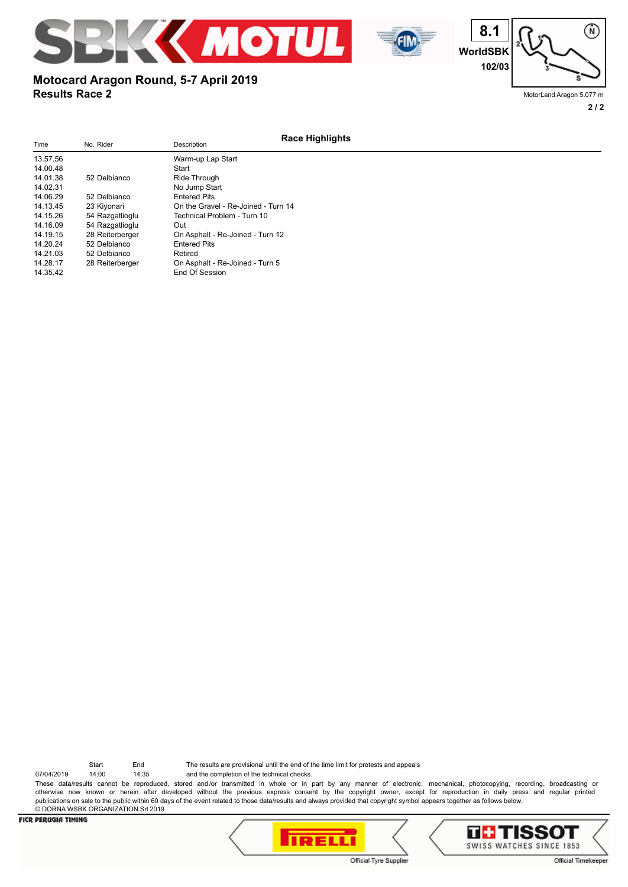# Motocard Aragon Round, 5-7 April 2019

## Results Race 2

8.1 WorldSBK 102/03

MotorLand Aragon 5.077 m

### Race Highlights

| Time | No. Rider | Description |
|---|---|---|
| 13.57.56 | | Warm-up Lap Start |
| 14.00.48 | | Start |
| 14.01.38 | 52 Delbianco | Ride Through |
| 14.02.31 | | No Jump Start |
| 14.06.29 | 52 Delbianco | Entered Pits |
| 14.13.45 | 23 Kiyonari | On the Gravel - Re-Joined - Turn 14 |
| 14.15.26 | 54 Razgatlioglu | Technical Problem - Turn 10 |
| 14.16.09 | 54 Razgatlioglu | Out |
| 14.19.15 | 28 Reiterberger | On Asphalt - Re-Joined - Turn 12 |
| 14.20.24 | 52 Delbianco | Entered Pits |
| 14.21.03 | 52 Delbianco | Retired |
| 14.28.17 | 28 Reiterberger | On Asphalt - Re-Joined - Turn 5 |
| 14.35.42 | | End Of Session |

| | Start | End |
|---|---|---|
| 07/04/2019 | 14:00 | 14:35 |

The results are provisional until the end of the time limit for protests and appeals and the completion of the technical checks.

These data/results cannot be reproduced, stored and/or transmitted in whole or in part by any manner of electronic, mechanical, photocopying, recording, broadcasting or otherwise now known or herein after developed without the previous express consent by the copyright owner, except for reproduction in daily press and regular printed publications on sale to the public within 60 days of the event related to those data/results and always provided that copyright symbol appears together as follows below.

© DORNA WSBK ORGANIZATION Srl 2019

FICR PERUGIA TIMING

Official Tyre Supplier

Official Timekeeper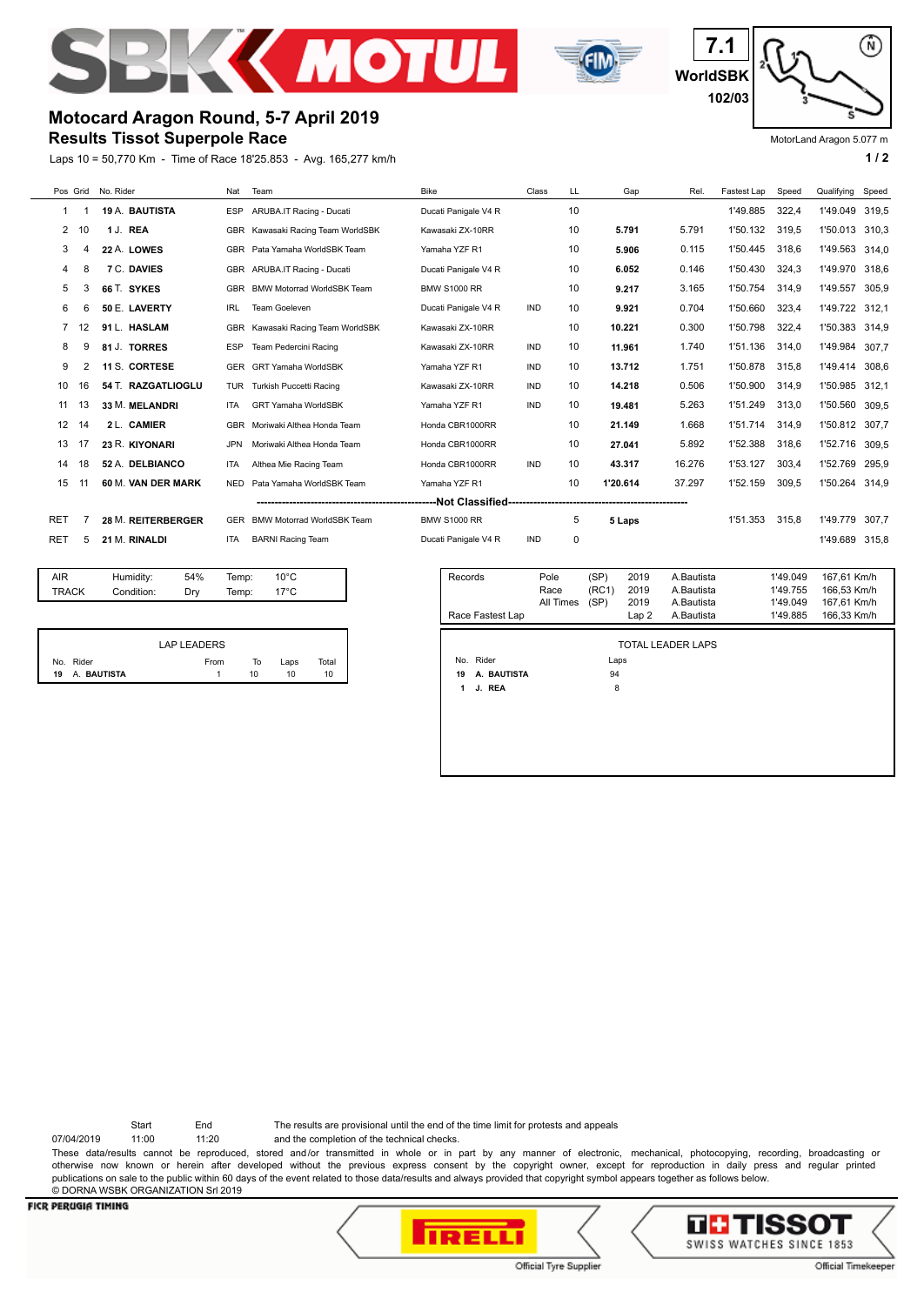# Motocard Aragon Round, 5-7 April 2019

## Results Tissot Superpole Race

7.1 WorldSBK 102/03

MotorLand Aragon 5.077 m

Laps 10 = 50,770 Km - Time of Race 18'25.853 - Avg. 165,277 km/h

| Pos | Grid | No. Rider | Nat | Team | Bike | Class | LL | Gap | Rel. | Fastest Lap | Speed | Qualifying | Speed |
|---|---|---|---|---|---|---|---|---|---|---|---|---|---|
| 1 | 1 | 19 A. **BAUTISTA** | ESP | ARUBA.IT Racing - Ducati | Ducati Panigale V4 R | | 10 | | | 1'49.885 | 322,4 | 1'49.049 | 319,5 |
| 2 | 10 | 1 J. **REA** | GBR | Kawasaki Racing Team WorldSBK | Kawasaki ZX-10RR | | 10 | **5.791** | 5.791 | 1'50.132 | 319,5 | 1'50.013 | 310,3 |
| 3 | 4 | 22 A. **LOWES** | GBR | Pata Yamaha WorldSBK Team | Yamaha YZF R1 | | 10 | **5.906** | 0.115 | 1'50.445 | 318,6 | 1'49.563 | 314,0 |
| 4 | 8 | 7 C. **DAVIES** | GBR | ARUBA.IT Racing - Ducati | Ducati Panigale V4 R | | 10 | **6.052** | 0.146 | 1'50.430 | 324,3 | 1'49.970 | 318,6 |
| 5 | 3 | 66 T. **SYKES** | GBR | BMW Motorrad WorldSBK Team | BMW S1000 RR | | 10 | **9.217** | 3.165 | 1'50.754 | 314,9 | 1'49.557 | 305,9 |
| 6 | 6 | 50 E. **LAVERTY** | IRL | Team Goeleven | Ducati Panigale V4 R | IND | 10 | **9.921** | 0.704 | 1'50.660 | 323,4 | 1'49.722 | 312,1 |
| 7 | 12 | 91 L. **HASLAM** | GBR | Kawasaki Racing Team WorldSBK | Kawasaki ZX-10RR | | 10 | **10.221** | 0.300 | 1'50.798 | 322,4 | 1'50.383 | 314,9 |
| 8 | 9 | 81 J. **TORRES** | ESP | Team Pedercini Racing | Kawasaki ZX-10RR | IND | 10 | **11.961** | 1.740 | 1'51.136 | 314,0 | 1'49.984 | 307,7 |
| 9 | 2 | 11 S. **CORTESE** | GER | GRT Yamaha WorldSBK | Yamaha YZF R1 | IND | 10 | **13.712** | 1.751 | 1'50.878 | 315,8 | 1'49.414 | 308,6 |
| 10 | 16 | 54 T. **RAZGATLIOGLU** | TUR | Turkish Puccetti Racing | Kawasaki ZX-10RR | IND | 10 | **14.218** | 0.506 | 1'50.900 | 314,9 | 1'50.985 | 312,1 |
| 11 | 13 | 33 M. **MELANDRI** | ITA | GRT Yamaha WorldSBK | Yamaha YZF R1 | IND | 10 | **19.481** | 5.263 | 1'51.249 | 313,0 | 1'50.560 | 309,5 |
| 12 | 14 | 2 L. **CAMIER** | GBR | Moriwaki Althea Honda Team | Honda CBR1000RR | | 10 | **21.149** | 1.668 | 1'51.714 | 314,9 | 1'50.812 | 307,7 |
| 13 | 17 | 23 R. **KIYONARI** | JPN | Moriwaki Althea Honda Team | Honda CBR1000RR | | 10 | **27.041** | 5.892 | 1'52.388 | 318,6 | 1'52.716 | 309,5 |
| 14 | 18 | 52 A. **DELBIANCO** | ITA | Althea Mie Racing Team | Honda CBR1000RR | IND | 10 | **43.317** | 16.276 | 1'53.127 | 303,4 | 1'52.769 | 295,9 |
| 15 | 11 | 60 M. **VAN DER MARK** | NED | Pata Yamaha WorldSBK Team | Yamaha YZF R1 | | 10 | **1'20.614** | 37.297 | 1'52.159 | 309,5 | 1'50.264 | 314,9 |
| | | | | **Not Classified** | | | | | | | | | |
| RET | 7 | 28 M. **REITERBERGER** | GER | BMW Motorrad WorldSBK Team | BMW S1000 RR | | 5 | **5 Laps** | | 1'51.353 | 315,8 | 1'49.779 | 307,7 |
| RET | 5 | 21 M. **RINALDI** | ITA | BARNI Racing Team | Ducati Panigale V4 R | IND | 0 | | | | | 1'49.689 | 315,8 |

| | | | | |
|---|---|---|---|---|
| AIR | Humidity: | 54% | Temp: | 10°C |
| TRACK | Condition: | Dry | Temp: | 17°C |

| Records | | | | | | |
|---|---|---|---|---|---|---|
| | Pole | (SP) | 2019 | A.Bautista | 1'49.049 | 167,61 Km/h |
| | Race | (RC1) | 2019 | A.Bautista | 1'49.755 | 166,53 Km/h |
| | All Times | (SP) | 2019 | A.Bautista | 1'49.049 | 167,61 Km/h |
| Race Fastest Lap | | | Lap 2 | A.Bautista | 1'49.885 | 166,33 Km/h |

**LAP LEADERS**

| No. | Rider | From | To | Laps | Total |
|---|---|---|---|---|---|
| 19 | A. BAUTISTA | 1 | 10 | 10 | 10 |

**TOTAL LEADER LAPS**

| No. | Rider | Laps |
|---|---|---|
| 19 | A. BAUTISTA | 94 |
| 1 | J. REA | 8 |

| | Start | End |
|---|---|---|
| 07/04/2019 | 11:00 | 11:20 |

The results are provisional until the end of the time limit for protests and appeals and the completion of the technical checks.

These data/results cannot be reproduced, stored and/or transmitted in whole or in part by any manner of electronic, mechanical, photocopying, recording, broadcasting or otherwise now known or herein after developed without the previous express consent by the copyright owner, except for reproduction in daily press and regular printed publications on sale to the public within 60 days of the event related to those data/results and always provided that copyright symbol appears together as follows below.

© DORNA WSBK ORGANIZATION Srl 2019

FICR PERUGIA TIMING — Official Tyre Supplier — Official Timekeeper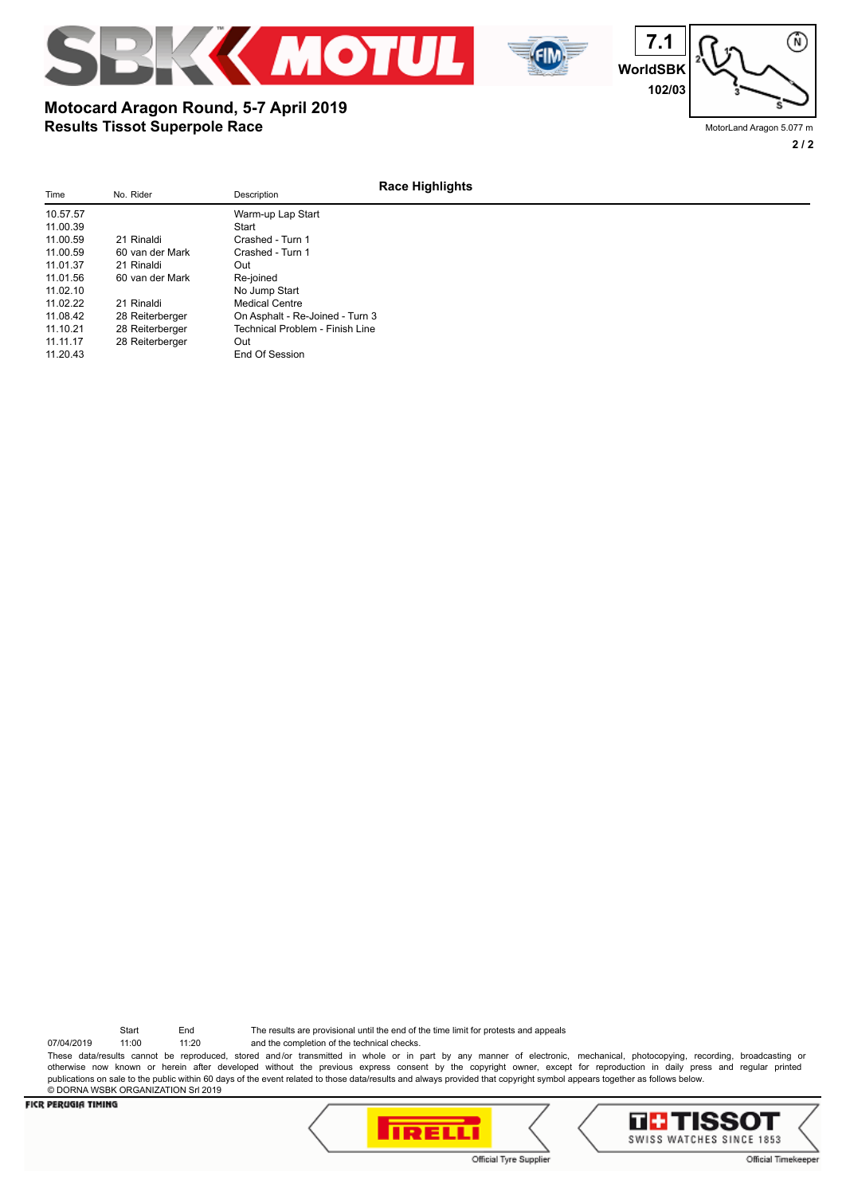## Motocard Aragon Round, 5-7 April 2019
### Results Tissot Superpole Race

7.1
WorldSBK
102/03

MotorLand Aragon 5.077 m

### Race Highlights

| Time | No. Rider | Description |
|---|---|---|
| 10.57.57 | | Warm-up Lap Start |
| 11.00.39 | | Start |
| 11.00.59 | 21 Rinaldi | Crashed - Turn 1 |
| 11.00.59 | 60 van der Mark | Crashed - Turn 1 |
| 11.01.37 | 21 Rinaldi | Out |
| 11.01.56 | 60 van der Mark | Re-joined |
| 11.02.10 | | No Jump Start |
| 11.02.22 | 21 Rinaldi | Medical Centre |
| 11.08.42 | 28 Reiterberger | On Asphalt - Re-Joined - Turn 3 |
| 11.10.21 | 28 Reiterberger | Technical Problem - Finish Line |
| 11.11.17 | 28 Reiterberger | Out |
| 11.20.43 | | End Of Session |

| | Start | End |
|---|---|---|
| 07/04/2019 | 11:00 | 11:20 |

The results are provisional until the end of the time limit for protests and appeals and the completion of the technical checks.

These data/results cannot be reproduced, stored and/or transmitted in whole or in part by any manner of electronic, mechanical, photocopying, recording, broadcasting or otherwise now known or herein after developed without the previous express consent by the copyright owner, except for reproduction in daily press and regular printed publications on sale to the public within 60 days of the event related to those data/results and always provided that copyright symbol appears together as follows below.
© DORNA WSBK ORGANIZATION Srl 2019

FICR PERUGIA TIMING

Official Tyre Supplier — PIRELLI

Official Timekeeper — TISSOT SWISS WATCHES SINCE 1853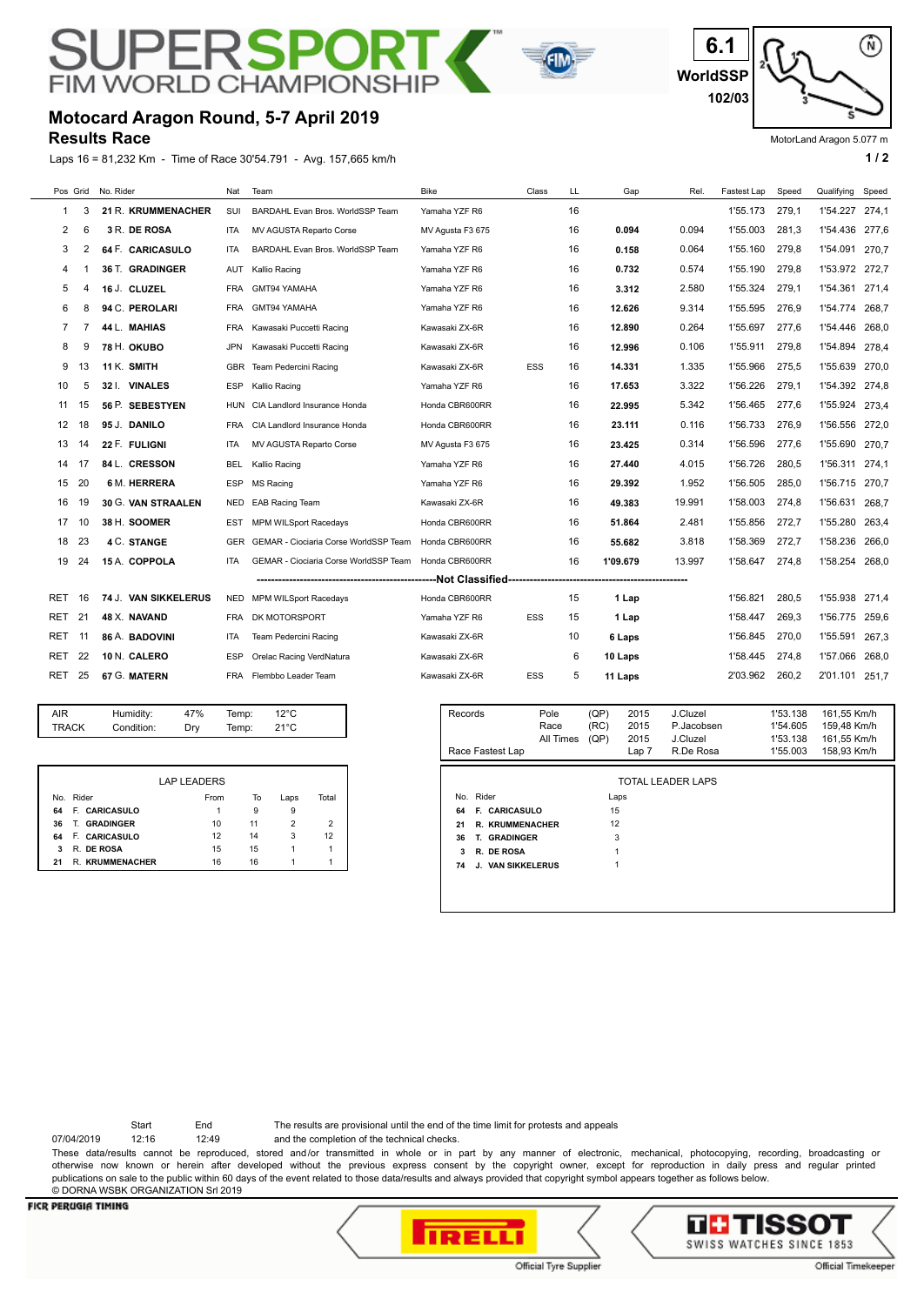# SUPERSPORT FIM WORLD CHAMPIONSHIP

6.1
WorldSSP
102/03

## Motocard Aragon Round, 5-7 April 2019

### Results Race

MotorLand Aragon 5.077 m

Laps 16 = 81,232 Km - Time of Race 30'54.791 - Avg. 157,665 km/h

| Pos | Grid | No. Rider | Nat | Team | Bike | Class | LL | Gap | Rel. | Fastest Lap | Speed | Qualifying | Speed |
|---|---|---|---|---|---|---|---|---|---|---|---|---|---|
| 1 | 3 | 21 R. KRUMMENACHER | SUI | BARDAHL Evan Bros. WorldSSP Team | Yamaha YZF R6 | | 16 | | | 1'55.173 | 279,1 | 1'54.227 | 274,1 |
| 2 | 6 | 3 R. DE ROSA | ITA | MV AGUSTA Reparto Corse | MV Agusta F3 675 | | 16 | 0.094 | 0.094 | 1'55.003 | 281,3 | 1'54.436 | 277,6 |
| 3 | 2 | 64 F. CARICASULO | ITA | BARDAHL Evan Bros. WorldSSP Team | Yamaha YZF R6 | | 16 | 0.158 | 0.064 | 1'55.160 | 279,8 | 1'54.091 | 270,7 |
| 4 | 1 | 36 T. GRADINGER | AUT | Kallio Racing | Yamaha YZF R6 | | 16 | 0.732 | 0.574 | 1'55.190 | 279,8 | 1'53.972 | 272,7 |
| 5 | 4 | 16 J. CLUZEL | FRA | GMT94 YAMAHA | Yamaha YZF R6 | | 16 | 3.312 | 2.580 | 1'55.324 | 279,1 | 1'54.361 | 271,4 |
| 6 | 8 | 94 C. PEROLARI | FRA | GMT94 YAMAHA | Yamaha YZF R6 | | 16 | 12.626 | 9.314 | 1'55.595 | 276,9 | 1'54.774 | 268,7 |
| 7 | 7 | 44 L. MAHIAS | FRA | Kawasaki Puccetti Racing | Kawasaki ZX-6R | | 16 | 12.890 | 0.264 | 1'55.697 | 277,6 | 1'54.446 | 268,0 |
| 8 | 9 | 78 H. OKUBO | JPN | Kawasaki Puccetti Racing | Kawasaki ZX-6R | | 16 | 12.996 | 0.106 | 1'55.911 | 279,8 | 1'54.894 | 278,4 |
| 9 | 13 | 11 K. SMITH | GBR | Team Pedercini Racing | Kawasaki ZX-6R | ESS | 16 | 14.331 | 1.335 | 1'55.966 | 275,5 | 1'55.639 | 270,0 |
| 10 | 5 | 32 I. VINALES | ESP | Kallio Racing | Yamaha YZF R6 | | 16 | 17.653 | 3.322 | 1'56.226 | 279,1 | 1'54.392 | 274,8 |
| 11 | 15 | 56 P. SEBESTYEN | HUN | CIA Landlord Insurance Honda | Honda CBR600RR | | 16 | 22.995 | 5.342 | 1'56.465 | 277,6 | 1'55.924 | 273,4 |
| 12 | 18 | 95 J. DANILO | FRA | CIA Landlord Insurance Honda | Honda CBR600RR | | 16 | 23.111 | 0.116 | 1'56.733 | 276,9 | 1'56.556 | 272,0 |
| 13 | 12 | 22 F. FULIGNI | ITA | MV AGUSTA Reparto Corse | MV Agusta F3 675 | | 16 | 23.425 | 0.314 | 1'56.596 | 277,6 | 1'55.690 | 270,7 |
| 14 | 17 | 84 L. CRESSON | BEL | Kallio Racing | Yamaha YZF R6 | | 16 | 27.440 | 4.015 | 1'56.726 | 280,5 | 1'56.311 | 274,1 |
| 15 | 20 | 6 M. HERRERA | ESP | MS Racing | Yamaha YZF R6 | | 16 | 29.392 | 1.952 | 1'56.505 | 285,0 | 1'56.715 | 270,7 |
| 16 | 19 | 30 G. VAN STRAALEN | NED | EAB Racing Team | Kawasaki ZX-6R | | 16 | 49.383 | 19.991 | 1'58.003 | 274,8 | 1'56.631 | 268,7 |
| 17 | 10 | 38 H. SOOMER | EST | MPM WILSport Racedays | Honda CBR600RR | | 16 | 51.864 | 2.481 | 1'55.856 | 272,7 | 1'55.280 | 263,4 |
| 18 | 23 | 4 C. STANGE | GER | GEMAR - Ciociaria Corse WorldSSP Team | Honda CBR600RR | | 16 | 55.682 | 3.818 | 1'58.369 | 272,7 | 1'58.236 | 266,0 |
| 19 | 24 | 15 A. COPPOLA | ITA | GEMAR - Ciociaria Corse WorldSSP Team | Honda CBR600RR | | 16 | 1'09.679 | 13.997 | 1'58.647 | 274,8 | 1'58.254 | 268,0 |
| | | | | **Not Classified** | | | | | | | | | |
| RET | 16 | 74 J. VAN SIKKELERUS | NED | MPM WILSport Racedays | Honda CBR600RR | | 15 | 1 Lap | | 1'56.821 | 280,5 | 1'55.938 | 271,4 |
| RET | 21 | 48 X. NAVAND | FRA | DK MOTORSPORT | Yamaha YZF R6 | ESS | 15 | 1 Lap | | 1'58.447 | 269,3 | 1'56.775 | 259,6 |
| RET | 11 | 86 A. BADOVINI | ITA | Team Pedercini Racing | Kawasaki ZX-6R | | 10 | 6 Laps | | 1'56.845 | 270,0 | 1'55.591 | 267,3 |
| RET | 22 | 10 N. CALERO | ESP | Orelac Racing VerdNatura | Kawasaki ZX-6R | | 6 | 10 Laps | | 1'58.445 | 274,8 | 1'57.066 | 268,0 |
| RET | 25 | 67 G. MATERN | FRA | Flembbo Leader Team | Kawasaki ZX-6R | ESS | 5 | 11 Laps | | 2'03.962 | 260,2 | 2'01.101 | 251,7 |

| | | | | |
|---|---|---|---|---|
| AIR | Humidity: | 47% | Temp: | 12°C |
| TRACK | Condition: | Dry | Temp: | 21°C |

| Records | | | | | | |
|---|---|---|---|---|---|---|
| | Pole | (QP) | 2015 | J.Cluzel | 1'53.138 | 161,55 Km/h |
| | Race | (RC) | 2015 | P.Jacobsen | 1'54.605 | 159,48 Km/h |
| | All Times | (QP) | 2015 | J.Cluzel | 1'53.138 | 161,55 Km/h |
| Race Fastest Lap | | | Lap 7 | R.De Rosa | 1'55.003 | 158,93 Km/h |

**LAP LEADERS**

| No. | Rider | From | To | Laps | Total |
|---|---|---|---|---|---|
| 64 | F. CARICASULO | 1 | 9 | 9 | |
| 36 | T. GRADINGER | 10 | 11 | 2 | 2 |
| 64 | F. CARICASULO | 12 | 14 | 3 | 12 |
| 3 | R. DE ROSA | 15 | 15 | 1 | 1 |
| 21 | R. KRUMMENACHER | 16 | 16 | 1 | 1 |

**TOTAL LEADER LAPS**

| No. | Rider | Laps |
|---|---|---|
| 64 | F. CARICASULO | 15 |
| 21 | R. KRUMMENACHER | 12 |
| 36 | T. GRADINGER | 3 |
| 3 | R. DE ROSA | 1 |
| 74 | J. VAN SIKKELERUS | 1 |

| | Start | End |
|---|---|---|
| 07/04/2019 | 12:16 | 12:49 |

The results are provisional until the end of the time limit for protests and appeals and the completion of the technical checks.

These data/results cannot be reproduced, stored and/or transmitted in whole or in part by any manner of electronic, mechanical, photocopying, recording, broadcasting or otherwise now known or herein after developed without the previous express consent by the copyright owner, except for reproduction in daily press and regular printed publications on sale to the public within 60 days of the event related to those data/results and always provided that copyright symbol appears together as follows below.
© DORNA WSBK ORGANIZATION Srl 2019

FICR PERUGIA TIMING

PIRELLI Official Tyre Supplier

TISSOT SWISS WATCHES SINCE 1853 Official Timekeeper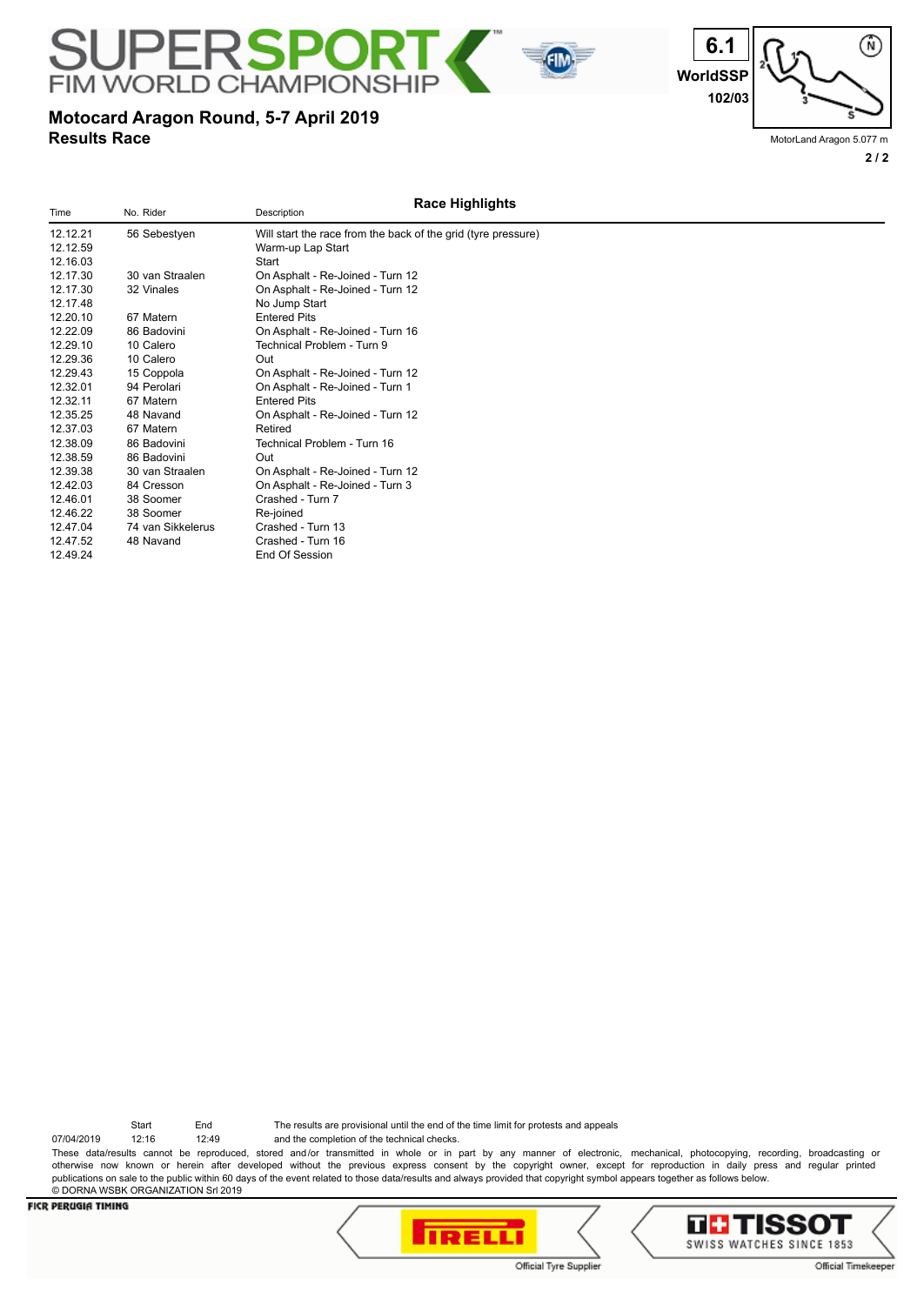# SUPERSPORT FIM WORLD CHAMPIONSHIP

## Motocard Aragon Round, 5-7 April 2019

**Results Race**

6.1 WorldSSP 102/03

MotorLand Aragon 5.077 m

### Race Highlights

| Time | No. Rider | Description |
|---|---|---|
| 12.12.21 | 56 Sebestyen | Will start the race from the back of the grid (tyre pressure) |
| 12.12.59 | | Warm-up Lap Start |
| 12.16.03 | | Start |
| 12.17.30 | 30 van Straalen | On Asphalt - Re-Joined - Turn 12 |
| 12.17.30 | 32 Vinales | On Asphalt - Re-Joined - Turn 12 |
| 12.17.48 | | No Jump Start |
| 12.20.10 | 67 Matern | Entered Pits |
| 12.22.09 | 86 Badovini | On Asphalt - Re-Joined - Turn 16 |
| 12.29.10 | 10 Calero | Technical Problem - Turn 9 |
| 12.29.36 | 10 Calero | Out |
| 12.29.43 | 15 Coppola | On Asphalt - Re-Joined - Turn 12 |
| 12.32.01 | 94 Perolari | On Asphalt - Re-Joined - Turn 1 |
| 12.32.11 | 67 Matern | Entered Pits |
| 12.35.25 | 48 Navand | On Asphalt - Re-Joined - Turn 12 |
| 12.37.03 | 67 Matern | Retired |
| 12.38.09 | 86 Badovini | Technical Problem - Turn 16 |
| 12.38.59 | 86 Badovini | Out |
| 12.39.38 | 30 van Straalen | On Asphalt - Re-Joined - Turn 12 |
| 12.42.03 | 84 Cresson | On Asphalt - Re-Joined - Turn 3 |
| 12.46.01 | 38 Soomer | Crashed - Turn 7 |
| 12.46.22 | 38 Soomer | Re-joined |
| 12.47.04 | 74 van Sikkelerus | Crashed - Turn 13 |
| 12.47.52 | 48 Navand | Crashed - Turn 16 |
| 12.49.24 | | End Of Session |

| | Start | End |
|---|---|---|
| 07/04/2019 | 12:16 | 12:49 |

The results are provisional until the end of the time limit for protests and appeals and the completion of the technical checks.

These data/results cannot be reproduced, stored and/or transmitted in whole or in part by any manner of electronic, mechanical, photocopying, recording, broadcasting or otherwise now known or herein after developed without the previous express consent by the copyright owner, except for reproduction in daily press and regular printed publications on sale to the public within 60 days of the event related to those data/results and always provided that copyright symbol appears together as follows below.

© DORNA WSBK ORGANIZATION Srl 2019

FICR PERUGIA TIMING

PIRELLI Official Tyre Supplier

TISSOT SWISS WATCHES SINCE 1853 Official Timekeeper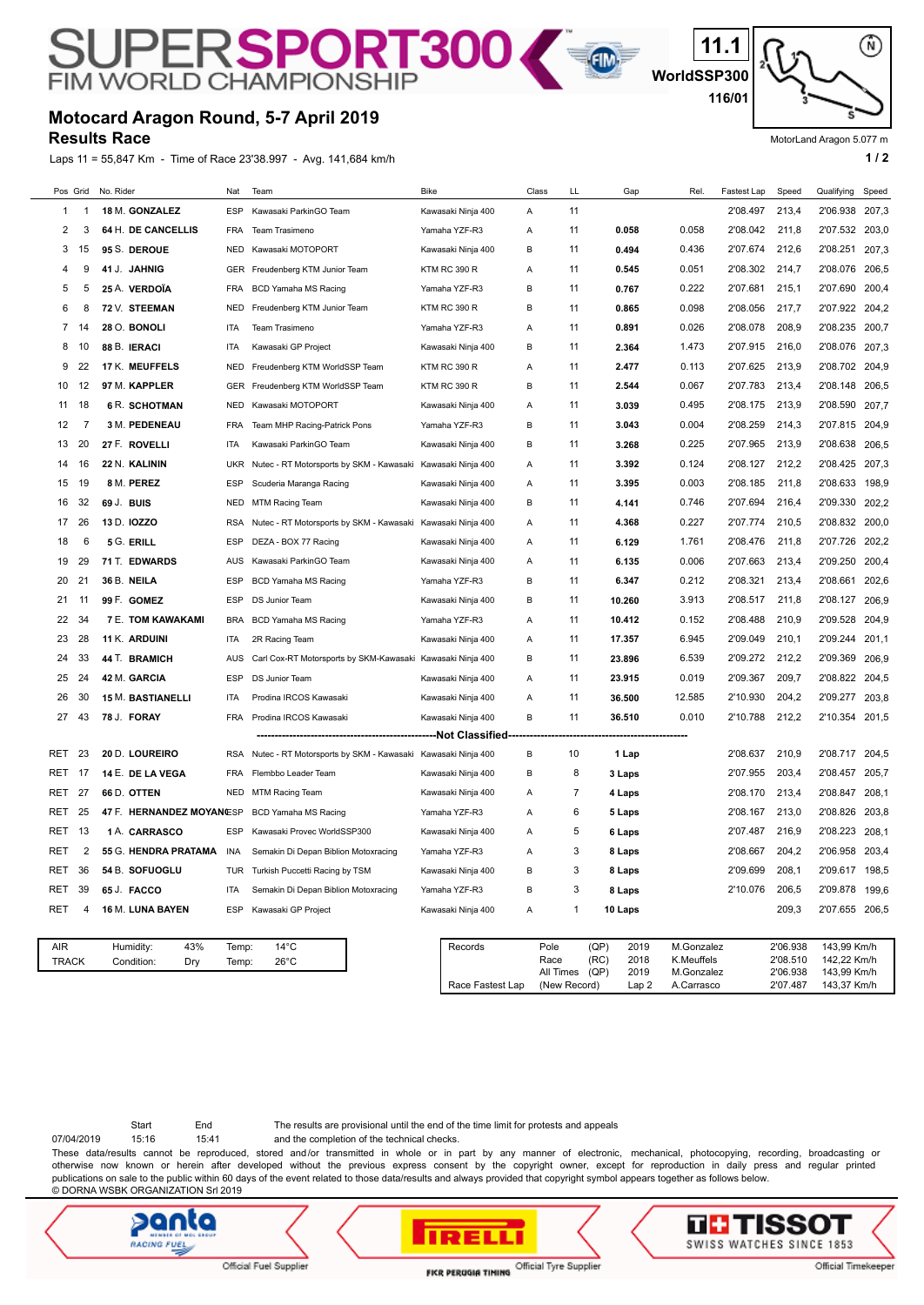# SUPERSPORT300 FIM WORLD CHAMPIONSHIP

**11.1**
**WorldSSP300**
**116/01**

## Motocard Aragon Round, 5-7 April 2019

### Results Race

MotorLand Aragon 5.077 m

Laps 11 = 55,847 Km - Time of Race 23'38.997 - Avg. 141,684 km/h

| Pos | Grid | No. Rider | Nat | Team | Bike | Class | LL | Gap | Rel. | Fastest Lap | Speed | Qualifying | Speed |
|---|---|---|---|---|---|---|---|---|---|---|---|---|---|
| 1 | 1 | 18 M. **GONZALEZ** | ESP | Kawasaki ParkinGO Team | Kawasaki Ninja 400 | A | 11 | | | 2'08.497 | 213,4 | 2'06.938 | 207,3 |
| 2 | 3 | 64 H. **DE CANCELLIS** | FRA | Team Trasimeno | Yamaha YZF-R3 | A | 11 | **0.058** | 0.058 | 2'08.042 | 211,8 | 2'07.532 | 203,0 |
| 3 | 15 | 95 S. **DEROUE** | NED | Kawasaki MOTOPORT | Kawasaki Ninja 400 | B | 11 | **0.494** | 0.436 | 2'07.674 | 212,6 | 2'08.251 | 207,3 |
| 4 | 9 | 41 J. **JAHNIG** | GER | Freudenberg KTM Junior Team | KTM RC 390 R | A | 11 | **0.545** | 0.051 | 2'08.302 | 214,7 | 2'08.076 | 206,5 |
| 5 | 5 | 25 A. **VERDOÏA** | FRA | BCD Yamaha MS Racing | Yamaha YZF-R3 | B | 11 | **0.767** | 0.222 | 2'07.681 | 215,1 | 2'07.690 | 200,4 |
| 6 | 8 | 72 V. **STEEMAN** | NED | Freudenberg KTM Junior Team | KTM RC 390 R | B | 11 | **0.865** | 0.098 | 2'08.056 | 217,7 | 2'07.922 | 204,2 |
| 7 | 14 | 28 O. **BONOLI** | ITA | Team Trasimeno | Yamaha YZF-R3 | A | 11 | **0.891** | 0.026 | 2'08.078 | 208,9 | 2'08.235 | 200,7 |
| 8 | 10 | 88 B. **IERACI** | ITA | Kawasaki GP Project | Kawasaki Ninja 400 | B | 11 | **2.364** | 1.473 | 2'07.915 | 216,0 | 2'08.076 | 207,3 |
| 9 | 22 | 17 K. **MEUFFELS** | NED | Freudenberg KTM WorldSSP Team | KTM RC 390 R | A | 11 | **2.477** | 0.113 | 2'07.625 | 213,9 | 2'08.702 | 204,9 |
| 10 | 12 | 97 M. **KAPPLER** | GER | Freudenberg KTM WorldSSP Team | KTM RC 390 R | B | 11 | **2.544** | 0.067 | 2'07.783 | 213,4 | 2'08.148 | 206,5 |
| 11 | 18 | 6 R. **SCHOTMAN** | NED | Kawasaki MOTOPORT | Kawasaki Ninja 400 | A | 11 | **3.039** | 0.495 | 2'08.175 | 213,9 | 2'08.590 | 207,7 |
| 12 | 7 | 3 M. **PEDENEAU** | FRA | Team MHP Racing-Patrick Pons | Yamaha YZF-R3 | B | 11 | **3.043** | 0.004 | 2'08.259 | 214,3 | 2'07.815 | 204,9 |
| 13 | 20 | 27 F. **ROVELLI** | ITA | Kawasaki ParkinGO Team | Kawasaki Ninja 400 | B | 11 | **3.268** | 0.225 | 2'07.965 | 213,9 | 2'08.638 | 206,5 |
| 14 | 16 | 22 N. **KALININ** | UKR | Nutec - RT Motorsports by SKM - Kawasaki | Kawasaki Ninja 400 | A | 11 | **3.392** | 0.124 | 2'08.127 | 212,2 | 2'08.425 | 207,3 |
| 15 | 19 | 8 M. **PEREZ** | ESP | Scuderia Maranga Racing | Kawasaki Ninja 400 | A | 11 | **3.395** | 0.003 | 2'08.185 | 211,8 | 2'08.633 | 198,9 |
| 16 | 32 | 69 J. **BUIS** | NED | MTM Racing Team | Kawasaki Ninja 400 | B | 11 | **4.141** | 0.746 | 2'07.694 | 216,4 | 2'09.330 | 202,2 |
| 17 | 26 | 13 D. **IOZZO** | RSA | Nutec - RT Motorsports by SKM - Kawasaki | Kawasaki Ninja 400 | A | 11 | **4.368** | 0.227 | 2'07.774 | 210,5 | 2'08.832 | 200,0 |
| 18 | 6 | 5 G. **ERILL** | ESP | DEZA - BOX 77 Racing | Kawasaki Ninja 400 | A | 11 | **6.129** | 1.761 | 2'08.476 | 211,8 | 2'07.726 | 202,2 |
| 19 | 29 | 71 T. **EDWARDS** | AUS | Kawasaki ParkinGO Team | Kawasaki Ninja 400 | A | 11 | **6.135** | 0.006 | 2'07.663 | 213,4 | 2'09.250 | 200,4 |
| 20 | 21 | 36 B. **NEILA** | ESP | BCD Yamaha MS Racing | Yamaha YZF-R3 | B | 11 | **6.347** | 0.212 | 2'08.321 | 213,4 | 2'08.661 | 202,6 |
| 21 | 11 | 99 F. **GOMEZ** | ESP | DS Junior Team | Kawasaki Ninja 400 | B | 11 | **10.260** | 3.913 | 2'08.517 | 211,8 | 2'08.127 | 206,9 |
| 22 | 34 | 7 E. **TOM KAWAKAMI** | BRA | BCD Yamaha MS Racing | Yamaha YZF-R3 | A | 11 | **10.412** | 0.152 | 2'08.488 | 210,9 | 2'09.528 | 204,9 |
| 23 | 28 | 11 K. **ARDUINI** | ITA | 2R Racing Team | Kawasaki Ninja 400 | A | 11 | **17.357** | 6.945 | 2'09.049 | 210,1 | 2'09.244 | 201,1 |
| 24 | 33 | 44 T. **BRAMICH** | AUS | Carl Cox-RT Motorsports by SKM-Kawasaki | Kawasaki Ninja 400 | B | 11 | **23.896** | 6.539 | 2'09.272 | 212,2 | 2'09.369 | 206,9 |
| 25 | 24 | 42 M. **GARCIA** | ESP | DS Junior Team | Kawasaki Ninja 400 | A | 11 | **23.915** | 0.019 | 2'09.367 | 209,7 | 2'08.822 | 204,5 |
| 26 | 30 | 15 M. **BASTIANELLI** | ITA | Prodina IRCOS Kawasaki | Kawasaki Ninja 400 | A | 11 | **36.500** | 12.585 | 2'10.930 | 204,2 | 2'09.277 | 203,8 |
| 27 | 43 | 78 J. **FORAY** | FRA | Prodina IRCOS Kawasaki | Kawasaki Ninja 400 | B | 11 | **36.510** | 0.010 | 2'10.788 | 212,2 | 2'10.354 | 201,5 |
| | | **Not Classified** | | | | | | | | | | | |
| RET | 23 | 20 D. **LOUREIRO** | RSA | Nutec - RT Motorsports by SKM - Kawasaki | Kawasaki Ninja 400 | B | 10 | **1 Lap** | | 2'08.637 | 210,9 | 2'08.717 | 204,5 |
| RET | 17 | 14 E. **DE LA VEGA** | FRA | Flembbo Leader Team | Kawasaki Ninja 400 | B | 8 | **3 Laps** | | 2'07.955 | 203,4 | 2'08.457 | 205,7 |
| RET | 27 | 66 D. **OTTEN** | NED | MTM Racing Team | Kawasaki Ninja 400 | A | 7 | **4 Laps** | | 2'08.170 | 213,4 | 2'08.847 | 208,1 |
| RET | 25 | 47 F. **HERNANDEZ MOYANO** | ESP | BCD Yamaha MS Racing | Yamaha YZF-R3 | A | 6 | **5 Laps** | | 2'08.167 | 213,0 | 2'08.826 | 203,8 |
| RET | 13 | 1 A. **CARRASCO** | ESP | Kawasaki Provec WorldSSP300 | Kawasaki Ninja 400 | A | 5 | **6 Laps** | | 2'07.487 | 216,9 | 2'08.223 | 208,1 |
| RET | 2 | 55 G. **HENDRA PRATAMA** | INA | Semakin Di Depan Biblion Motoxracing | Yamaha YZF-R3 | A | 3 | **8 Laps** | | 2'08.667 | 204,2 | 2'06.958 | 203,4 |
| RET | 36 | 54 B. **SOFUOGLU** | TUR | Turkish Puccetti Racing by TSM | Kawasaki Ninja 400 | B | 3 | **8 Laps** | | 2'09.699 | 208,1 | 2'09.617 | 198,5 |
| RET | 39 | 65 J. **FACCO** | ITA | Semakin Di Depan Biblion Motoxracing | Yamaha YZF-R3 | B | 3 | **8 Laps** | | 2'10.076 | 206,5 | 2'09.878 | 199,6 |
| RET | 4 | 16 M. **LUNA BAYEN** | ESP | Kawasaki GP Project | Kawasaki Ninja 400 | A | 1 | **10 Laps** | | | 209,3 | 2'07.655 | 206,5 |

| | | | | | |
|---|---|---|---|---|---|
| AIR | Humidity: | 43% | Temp: | 14°C |
| TRACK | Condition: | Dry | Temp: | 26°C |

| Records | | | | | | |
|---|---|---|---|---|---|---|
| | Pole | (QP) | 2019 | M.Gonzalez | 2'06.938 | 143,99 Km/h |
| | Race | (RC) | 2018 | K.Meuffels | 2'08.510 | 142,22 Km/h |
| | All Times | (QP) | 2019 | M.Gonzalez | 2'06.938 | 143,99 Km/h |
| Race Fastest Lap | (New Record) | | Lap 2 | A.Carrasco | 2'07.487 | 143,37 Km/h |

| | Start | End |
|---|---|---|
| 07/04/2019 | 15:16 | 15:41 |

The results are provisional until the end of the time limit for protests and appeals and the completion of the technical checks.

These data/results cannot be reproduced, stored and/or transmitted in whole or in part by any manner of electronic, mechanical, photocopying, recording, broadcasting or otherwise now known or herein after developed without the previous express consent by the copyright owner, except for reproduction in daily press and regular printed publications on sale to the public within 60 days of the event related to those data/results and always provided that copyright symbol appears together as follows below.
© DORNA WSBK ORGANIZATION Srl 2019

Official Fuel Supplier — Official Tyre Supplier — FICR PERUGIA TIMING — Official Timekeeper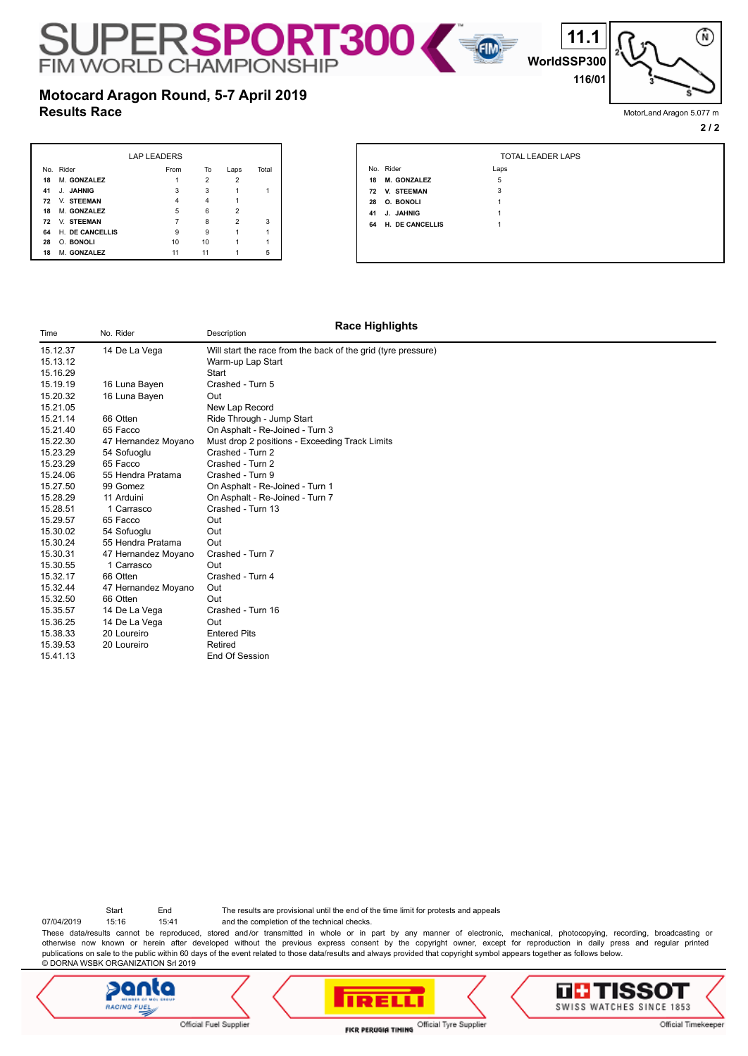# SUPERSPORT300 FIM WORLD CHAMPIONSHIP

11.1
WorldSSP300
116/01

## Motocard Aragon Round, 5-7 April 2019
### Results Race

MotorLand Aragon 5.077 m

**LAP LEADERS**

| No. | Rider | From | To | Laps | Total |
|---|---|---|---|---|---|
| 18 | M. **GONZALEZ** | 1 | 2 | 2 | |
| 41 | J. **JAHNIG** | 3 | 3 | 1 | 1 |
| 72 | V. **STEEMAN** | 4 | 4 | 1 | |
| 18 | M. **GONZALEZ** | 5 | 6 | 2 | |
| 72 | V. **STEEMAN** | 7 | 8 | 2 | 3 |
| 64 | H. **DE CANCELLIS** | 9 | 9 | 1 | 1 |
| 28 | O. **BONOLI** | 10 | 10 | 1 | 1 |
| 18 | M. **GONZALEZ** | 11 | 11 | 1 | 5 |

**TOTAL LEADER LAPS**

| No. | Rider | Laps |
|---|---|---|
| 18 | **M. GONZALEZ** | 5 |
| 72 | **V. STEEMAN** | 3 |
| 28 | **O. BONOLI** | 1 |
| 41 | **J. JAHNIG** | 1 |
| 64 | **H. DE CANCELLIS** | 1 |

### Race Highlights

| Time | No. Rider | Description |
|---|---|---|
| 15.12.37 | 14 De La Vega | Will start the race from the back of the grid (tyre pressure) |
| 15.13.12 | | Warm-up Lap Start |
| 15.16.29 | | Start |
| 15.19.19 | 16 Luna Bayen | Crashed - Turn 5 |
| 15.20.32 | 16 Luna Bayen | Out |
| 15.21.05 | | New Lap Record |
| 15.21.14 | 66 Otten | Ride Through - Jump Start |
| 15.21.40 | 65 Facco | On Asphalt - Re-Joined - Turn 3 |
| 15.22.30 | 47 Hernandez Moyano | Must drop 2 positions - Exceeding Track Limits |
| 15.23.29 | 54 Sofuoglu | Crashed - Turn 2 |
| 15.23.29 | 65 Facco | Crashed - Turn 2 |
| 15.24.06 | 55 Hendra Pratama | Crashed - Turn 9 |
| 15.27.50 | 99 Gomez | On Asphalt - Re-Joined - Turn 1 |
| 15.28.29 | 11 Arduini | On Asphalt - Re-Joined - Turn 7 |
| 15.28.51 | 1 Carrasco | Crashed - Turn 13 |
| 15.29.57 | 65 Facco | Out |
| 15.30.02 | 54 Sofuoglu | Out |
| 15.30.24 | 55 Hendra Pratama | Out |
| 15.30.31 | 47 Hernandez Moyano | Crashed - Turn 7 |
| 15.30.55 | 1 Carrasco | Out |
| 15.32.17 | 66 Otten | Crashed - Turn 4 |
| 15.32.44 | 47 Hernandez Moyano | Out |
| 15.32.50 | 66 Otten | Out |
| 15.35.57 | 14 De La Vega | Crashed - Turn 16 |
| 15.36.25 | 14 De La Vega | Out |
| 15.38.33 | 20 Loureiro | Entered Pits |
| 15.39.53 | 20 Loureiro | Retired |
| 15.41.13 | | End Of Session |

| | Start | End |
|---|---|---|
| 07/04/2019 | 15:16 | 15:41 |

The results are provisional until the end of the time limit for protests and appeals and the completion of the technical checks.

These data/results cannot be reproduced, stored and/or transmitted in whole or in part by any manner of electronic, mechanical, photocopying, recording, broadcasting or otherwise now known or herein after developed without the previous express consent by the copyright owner, except for reproduction in daily press and regular printed publications on sale to the public within 60 days of the event related to those data/results and always provided that copyright symbol appears together as follows below.
© DORNA WSBK ORGANIZATION Srl 2019

Official Fuel Supplier — Official Tyre Supplier — Official Timekeeper